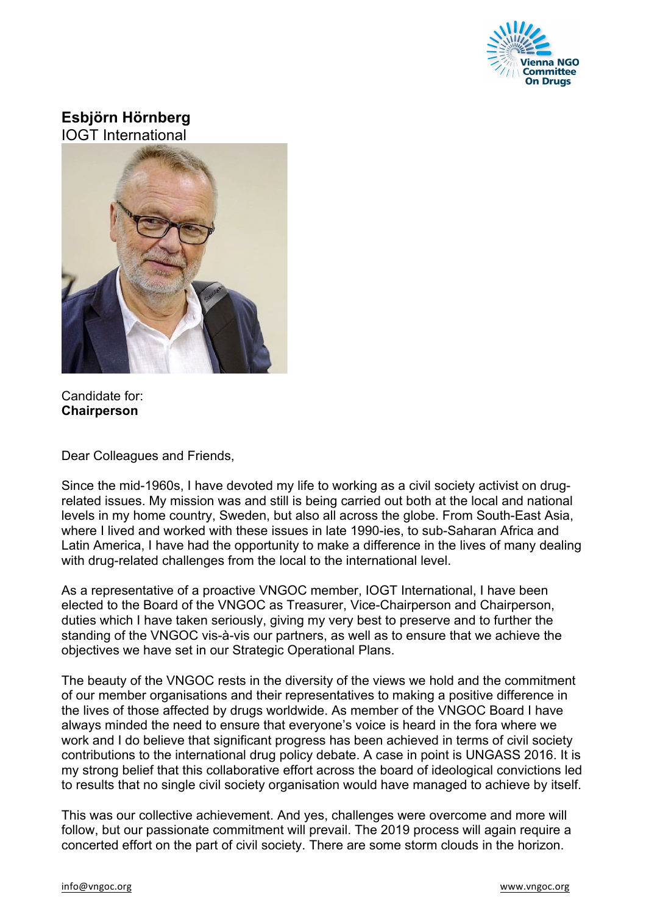**Esbjörn Hörnberg**
IOGT International

Candidate for:
**Chairperson**

Dear Colleagues and Friends,

Since the mid-1960s, I have devoted my life to working as a civil society activist on drug-related issues. My mission was and still is being carried out both at the local and national levels in my home country, Sweden, but also all across the globe. From South-East Asia, where I lived and worked with these issues in late 1990-ies, to sub-Saharan Africa and Latin America, I have had the opportunity to make a difference in the lives of many dealing with drug-related challenges from the local to the international level.

As a representative of a proactive VNGOC member, IOGT International, I have been elected to the Board of the VNGOC as Treasurer, Vice-Chairperson and Chairperson, duties which I have taken seriously, giving my very best to preserve and to further the standing of the VNGOC vis-à-vis our partners, as well as to ensure that we achieve the objectives we have set in our Strategic Operational Plans.

The beauty of the VNGOC rests in the diversity of the views we hold and the commitment of our member organisations and their representatives to making a positive difference in the lives of those affected by drugs worldwide. As member of the VNGOC Board I have always minded the need to ensure that everyone's voice is heard in the fora where we work and I do believe that significant progress has been achieved in terms of civil society contributions to the international drug policy debate. A case in point is UNGASS 2016. It is my strong belief that this collaborative effort across the board of ideological convictions led to results that no single civil society organisation would have managed to achieve by itself.

This was our collective achievement. And yes, challenges were overcome and more will follow, but our passionate commitment will prevail. The 2019 process will again require a concerted effort on the part of civil society. There are some storm clouds in the horizon.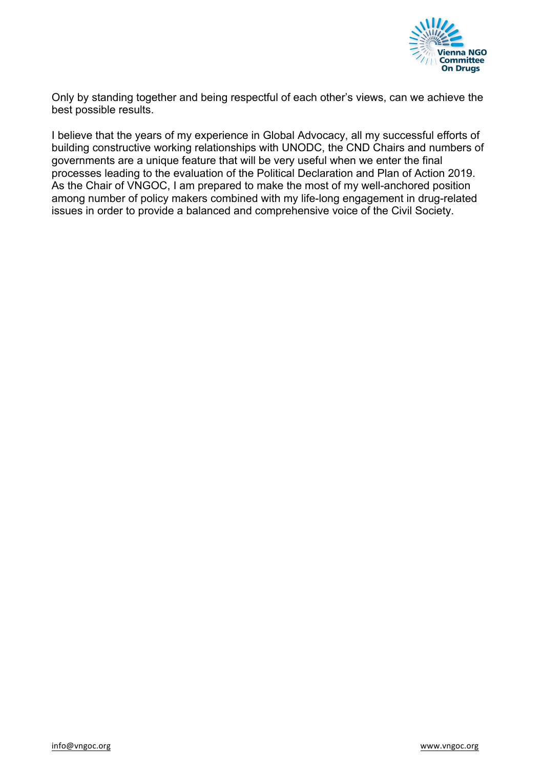Only by standing together and being respectful of each other's views, can we achieve the best possible results.

I believe that the years of my experience in Global Advocacy, all my successful efforts of building constructive working relationships with UNODC, the CND Chairs and numbers of governments are a unique feature that will be very useful when we enter the final processes leading to the evaluation of the Political Declaration and Plan of Action 2019. As the Chair of VNGOC, I am prepared to make the most of my well-anchored position among number of policy makers combined with my life-long engagement in drug-related issues in order to provide a balanced and comprehensive voice of the Civil Society.